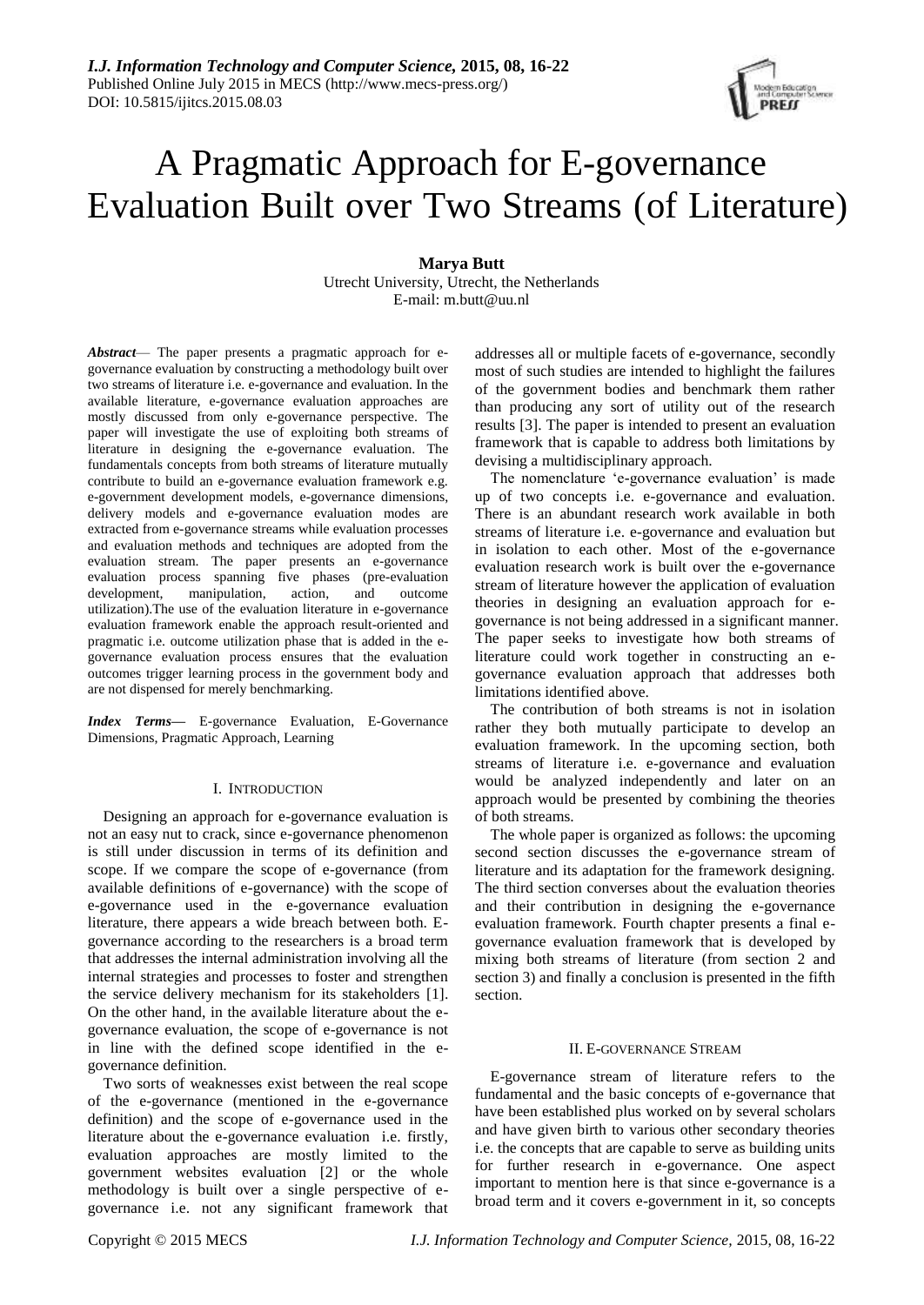# A Pragmatic Approach for E-governance Evaluation Built over Two Streams (of Literature)

**Marya Butt**
Utrecht University, Utrecht, the Netherlands
E-mail: m.butt@uu.nl

***Abstract***— The paper presents a pragmatic approach for e-governance evaluation by constructing a methodology built over two streams of literature i.e. e-governance and evaluation. In the available literature, e-governance evaluation approaches are mostly discussed from only e-governance perspective. The paper will investigate the use of exploiting both streams of literature in designing the e-governance evaluation. The fundamentals concepts from both streams of literature mutually contribute to build an e-governance evaluation framework e.g. e-government development models, e-governance dimensions, delivery models and e-governance evaluation modes are extracted from e-governance streams while evaluation processes and evaluation methods and techniques are adopted from the evaluation stream. The paper presents an e-governance evaluation process spanning five phases (pre-evaluation development, manipulation, action, and outcome utilization).The use of the evaluation literature in e-governance evaluation framework enable the approach result-oriented and pragmatic i.e. outcome utilization phase that is added in the e-governance evaluation process ensures that the evaluation outcomes trigger learning process in the government body and are not dispensed for merely benchmarking.

***Index Terms***— E-governance Evaluation, E-Governance Dimensions, Pragmatic Approach, Learning

## I. Introduction

Designing an approach for e-governance evaluation is not an easy nut to crack, since e-governance phenomenon is still under discussion in terms of its definition and scope. If we compare the scope of e-governance (from available definitions of e-governance) with the scope of e-governance used in the e-governance evaluation literature, there appears a wide breach between both. E-governance according to the researchers is a broad term that addresses the internal administration involving all the internal strategies and processes to foster and strengthen the service delivery mechanism for its stakeholders [1]. On the other hand, in the available literature about the e-governance evaluation, the scope of e-governance is not in line with the defined scope identified in the e-governance definition.

Two sorts of weaknesses exist between the real scope of the e-governance (mentioned in the e-governance definition) and the scope of e-governance used in the literature about the e-governance evaluation i.e. firstly, evaluation approaches are mostly limited to the government websites evaluation [2] or the whole methodology is built over a single perspective of e-governance i.e. not any significant framework that addresses all or multiple facets of e-governance, secondly most of such studies are intended to highlight the failures of the government bodies and benchmark them rather than producing any sort of utility out of the research results [3]. The paper is intended to present an evaluation framework that is capable to address both limitations by devising a multidisciplinary approach.

The nomenclature 'e-governance evaluation' is made up of two concepts i.e. e-governance and evaluation. There is an abundant research work available in both streams of literature i.e. e-governance and evaluation but in isolation to each other. Most of the e-governance evaluation research work is built over the e-governance stream of literature however the application of evaluation theories in designing an evaluation approach for e-governance is not being addressed in a significant manner. The paper seeks to investigate how both streams of literature could work together in constructing an e-governance evaluation approach that addresses both limitations identified above.

The contribution of both streams is not in isolation rather they both mutually participate to develop an evaluation framework. In the upcoming section, both streams of literature i.e. e-governance and evaluation would be analyzed independently and later on an approach would be presented by combining the theories of both streams.

The whole paper is organized as follows: the upcoming second section discusses the e-governance stream of literature and its adaptation for the framework designing. The third section converses about the evaluation theories and their contribution in designing the e-governance evaluation framework. Fourth chapter presents a final e-governance evaluation framework that is developed by mixing both streams of literature (from section 2 and section 3) and finally a conclusion is presented in the fifth section.

## II. E-governance Stream

E-governance stream of literature refers to the fundamental and the basic concepts of e-governance that have been established plus worked on by several scholars and have given birth to various other secondary theories i.e. the concepts that are capable to serve as building units for further research in e-governance. One aspect important to mention here is that since e-governance is a broad term and it covers e-government in it, so concepts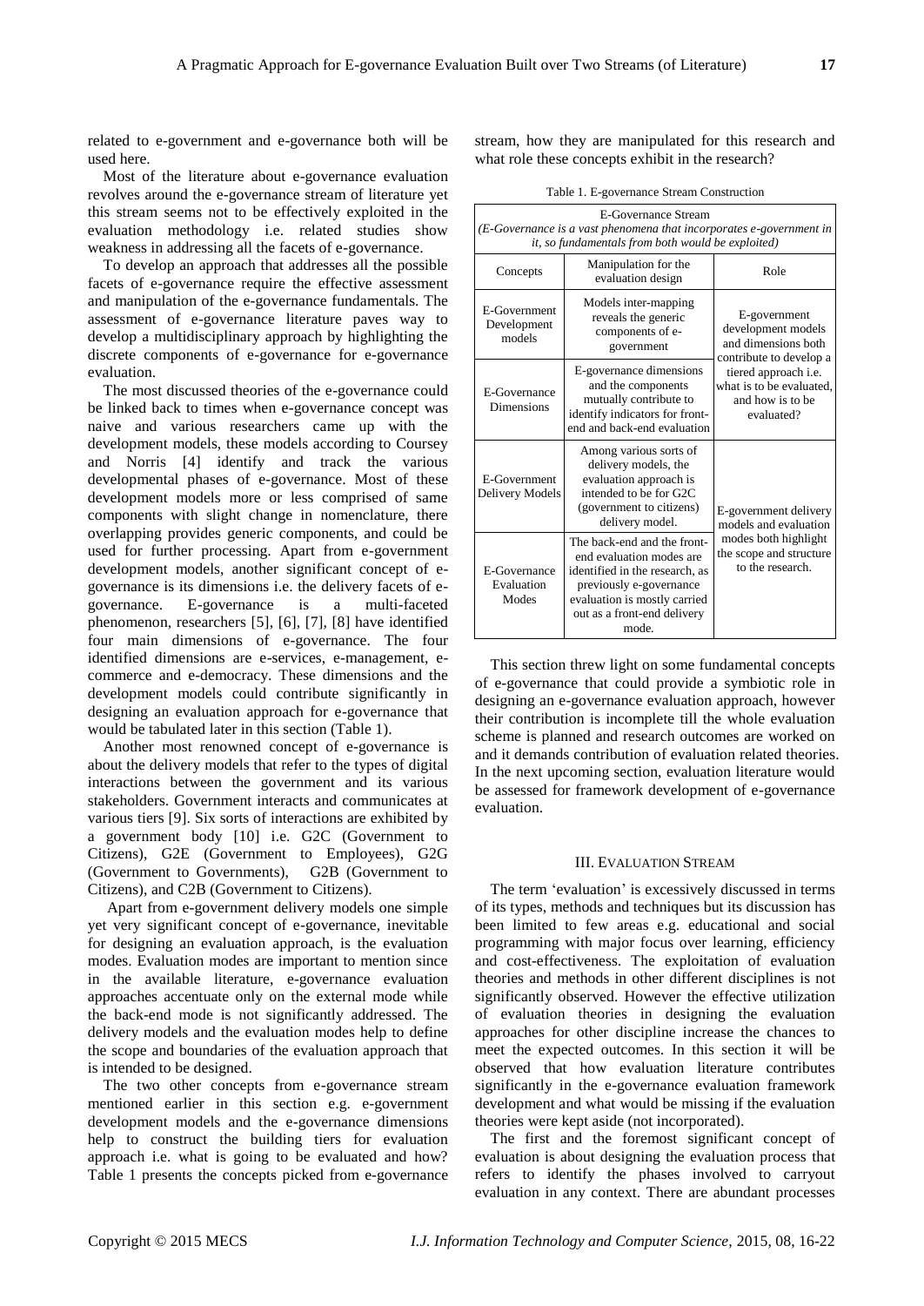related to e-government and e-governance both will be used here.

Most of the literature about e-governance evaluation revolves around the e-governance stream of literature yet this stream seems not to be effectively exploited in the evaluation methodology i.e. related studies show weakness in addressing all the facets of e-governance.

To develop an approach that addresses all the possible facets of e-governance require the effective assessment and manipulation of the e-governance fundamentals. The assessment of e-governance literature paves way to develop a multidisciplinary approach by highlighting the discrete components of e-governance for e-governance evaluation.

The most discussed theories of the e-governance could be linked back to times when e-governance concept was naive and various researchers came up with the development models, these models according to Coursey and Norris [4] identify and track the various developmental phases of e-governance. Most of these development models more or less comprised of same components with slight change in nomenclature, there overlapping provides generic components, and could be used for further processing. Apart from e-government development models, another significant concept of e-governance is its dimensions i.e. the delivery facets of e-governance. E-governance is a multi-faceted phenomenon, researchers [5], [6], [7], [8] have identified four main dimensions of e-governance. The four identified dimensions are e-services, e-management, e-commerce and e-democracy. These dimensions and the development models could contribute significantly in designing an evaluation approach for e-governance that would be tabulated later in this section (Table 1).

Another most renowned concept of e-governance is about the delivery models that refer to the types of digital interactions between the government and its various stakeholders. Government interacts and communicates at various tiers [9]. Six sorts of interactions are exhibited by a government body [10] i.e. G2C (Government to Citizens), G2E (Government to Employees), G2G (Government to Governments), G2B (Government to Citizens), and C2B (Government to Citizens).

Apart from e-government delivery models one simple yet very significant concept of e-governance, inevitable for designing an evaluation approach, is the evaluation modes. Evaluation modes are important to mention since in the available literature, e-governance evaluation approaches accentuate only on the external mode while the back-end mode is not significantly addressed. The delivery models and the evaluation modes help to define the scope and boundaries of the evaluation approach that is intended to be designed.

The two other concepts from e-governance stream mentioned earlier in this section e.g. e-government development models and the e-governance dimensions help to construct the building tiers for evaluation approach i.e. what is going to be evaluated and how? Table 1 presents the concepts picked from e-governance stream, how they are manipulated for this research and what role these concepts exhibit in the research?

Table 1. E-governance Stream Construction

| E-Governance Stream<br>*(E-Governance is a vast phenomena that incorporates e-government in it, so fundamentals from both would be exploited)* | | |
|---|---|---|
| Concepts | Manipulation for the evaluation design | Role |
| E-Government Development models | Models inter-mapping reveals the generic components of e-government | E-government development models and dimensions both contribute to develop a tiered approach i.e. what is to be evaluated, and how is to be evaluated? |
| E-Governance Dimensions | E-governance dimensions and the components mutually contribute to identify indicators for front-end and back-end evaluation | |
| E-Government Delivery Models | Among various sorts of delivery models, the evaluation approach is intended to be for G2C (government to citizens) delivery model. | E-government delivery models and evaluation modes both highlight the scope and structure to the research. |
| E-Governance Evaluation Modes | The back-end and the front-end evaluation modes are identified in the research, as previously e-governance evaluation is mostly carried out as a front-end delivery mode. | |

This section threw light on some fundamental concepts of e-governance that could provide a symbiotic role in designing an e-governance evaluation approach, however their contribution is incomplete till the whole evaluation scheme is planned and research outcomes are worked on and it demands contribution of evaluation related theories. In the next upcoming section, evaluation literature would be assessed for framework development of e-governance evaluation.

## III. Evaluation Stream

The term 'evaluation' is excessively discussed in terms of its types, methods and techniques but its discussion has been limited to few areas e.g. educational and social programming with major focus over learning, efficiency and cost-effectiveness. The exploitation of evaluation theories and methods in other different disciplines is not significantly observed. However the effective utilization of evaluation theories in designing the evaluation approaches for other discipline increase the chances to meet the expected outcomes. In this section it will be observed that how evaluation literature contributes significantly in the e-governance evaluation framework development and what would be missing if the evaluation theories were kept aside (not incorporated).

The first and the foremost significant concept of evaluation is about designing the evaluation process that refers to identify the phases involved to carryout evaluation in any context. There are abundant processes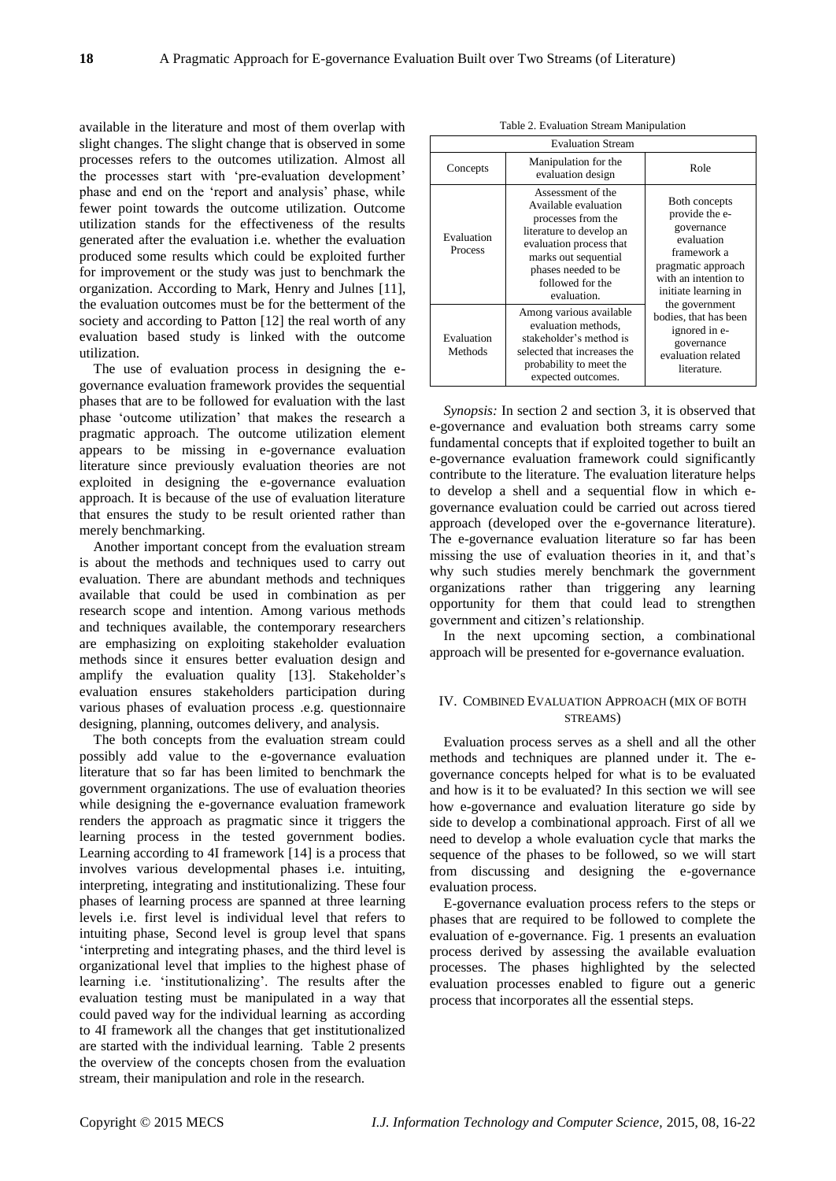available in the literature and most of them overlap with slight changes. The slight change that is observed in some processes refers to the outcomes utilization. Almost all the processes start with 'pre-evaluation development' phase and end on the 'report and analysis' phase, while fewer point towards the outcome utilization. Outcome utilization stands for the effectiveness of the results generated after the evaluation i.e. whether the evaluation produced some results which could be exploited further for improvement or the study was just to benchmark the organization. According to Mark, Henry and Julnes [11], the evaluation outcomes must be for the betterment of the society and according to Patton [12] the real worth of any evaluation based study is linked with the outcome utilization.

The use of evaluation process in designing the e-governance evaluation framework provides the sequential phases that are to be followed for evaluation with the last phase 'outcome utilization' that makes the research a pragmatic approach. The outcome utilization element appears to be missing in e-governance evaluation literature since previously evaluation theories are not exploited in designing the e-governance evaluation approach. It is because of the use of evaluation literature that ensures the study to be result oriented rather than merely benchmarking.

Another important concept from the evaluation stream is about the methods and techniques used to carry out evaluation. There are abundant methods and techniques available that could be used in combination as per research scope and intention. Among various methods and techniques available, the contemporary researchers are emphasizing on exploiting stakeholder evaluation methods since it ensures better evaluation design and amplify the evaluation quality [13]. Stakeholder's evaluation ensures stakeholders participation during various phases of evaluation process .e.g. questionnaire designing, planning, outcomes delivery, and analysis.

The both concepts from the evaluation stream could possibly add value to the e-governance evaluation literature that so far has been limited to benchmark the government organizations. The use of evaluation theories while designing the e-governance evaluation framework renders the approach as pragmatic since it triggers the learning process in the tested government bodies. Learning according to 4I framework [14] is a process that involves various developmental phases i.e. intuiting, interpreting, integrating and institutionalizing. These four phases of learning process are spanned at three learning levels i.e. first level is individual level that refers to intuiting phase, Second level is group level that spans 'interpreting and integrating phases, and the third level is organizational level that implies to the highest phase of learning i.e. 'institutionalizing'. The results after the evaluation testing must be manipulated in a way that could paved way for the individual learning as according to 4I framework all the changes that get institutionalized are started with the individual learning. Table 2 presents the overview of the concepts chosen from the evaluation stream, their manipulation and role in the research.

Table 2. Evaluation Stream Manipulation

| Evaluation Stream | | |
|---|---|---|
| Concepts | Manipulation for the evaluation design | Role |
| Evaluation Process | Assessment of the Available evaluation processes from the literature to develop an evaluation process that marks out sequential phases needed to be followed for the evaluation. | Both concepts provide the e-governance evaluation framework a pragmatic approach with an intention to initiate learning in the government bodies, that has been ignored in e-governance evaluation related literature. |
| Evaluation Methods | Among various available evaluation methods, stakeholder's method is selected that increases the probability to meet the expected outcomes. | |

*Synopsis:* In section 2 and section 3, it is observed that e-governance and evaluation both streams carry some fundamental concepts that if exploited together to built an e-governance evaluation framework could significantly contribute to the literature. The evaluation literature helps to develop a shell and a sequential flow in which e-governance evaluation could be carried out across tiered approach (developed over the e-governance literature). The e-governance evaluation literature so far has been missing the use of evaluation theories in it, and that's why such studies merely benchmark the government organizations rather than triggering any learning opportunity for them that could lead to strengthen government and citizen's relationship.

In the next upcoming section, a combinational approach will be presented for e-governance evaluation.

## IV. Combined Evaluation Approach (Mix of Both Streams)

Evaluation process serves as a shell and all the other methods and techniques are planned under it. The e-governance concepts helped for what is to be evaluated and how is it to be evaluated? In this section we will see how e-governance and evaluation literature go side by side to develop a combinational approach. First of all we need to develop a whole evaluation cycle that marks the sequence of the phases to be followed, so we will start from discussing and designing the e-governance evaluation process.

E-governance evaluation process refers to the steps or phases that are required to be followed to complete the evaluation of e-governance. Fig. 1 presents an evaluation process derived by assessing the available evaluation processes. The phases highlighted by the selected evaluation processes enabled to figure out a generic process that incorporates all the essential steps.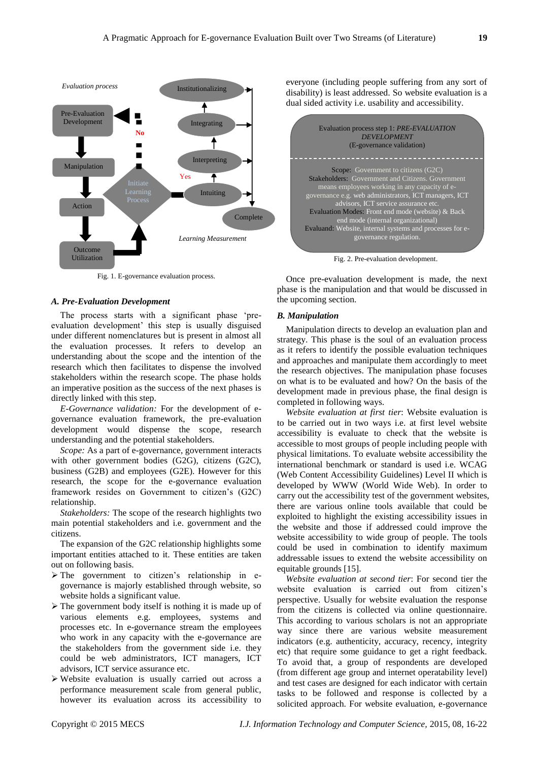Fig. 1. E-governance evaluation process.

### A. Pre-Evaluation Development

The process starts with a significant phase 'pre-evaluation development' this step is usually disguised under different nomenclatures but is present in almost all the evaluation processes. It refers to develop an understanding about the scope and the intention of the research which then facilitates to dispense the involved stakeholders within the research scope. The phase holds an imperative position as the success of the next phases is directly linked with this step.

*E-Governance validation:* For the development of e-governance evaluation framework, the pre-evaluation development would dispense the scope, research understanding and the potential stakeholders.

*Scope:* As a part of e-governance, government interacts with other government bodies (G2G), citizens (G2C), business (G2B) and employees (G2E). However for this research, the scope for the e-governance evaluation framework resides on Government to citizen's (G2C) relationship.

*Stakeholders:* The scope of the research highlights two main potential stakeholders and i.e. government and the citizens.

The expansion of the G2C relationship highlights some important entities attached to it. These entities are taken out on following basis.

- The government to citizen's relationship in e-governance is majorly established through website, so website holds a significant value.
- The government body itself is nothing it is made up of various elements e.g. employees, systems and processes etc. In e-governance stream the employees who work in any capacity with the e-governance are the stakeholders from the government side i.e. they could be web administrators, ICT managers, ICT advisors, ICT service assurance etc.
- Website evaluation is usually carried out across a performance measurement scale from general public, however its evaluation across its accessibility to everyone (including people suffering from any sort of disability) is least addressed. So website evaluation is a dual sided activity i.e. usability and accessibility.

Evaluation process step 1: *PRE-EVALUATION DEVELOPMENT*
(E-governance validation)

Scope: Government to citizens (G2C)
Stakeholders: Government and Citizens. Government means employees working in any capacity of e-governance e.g. web administrators, ICT managers, ICT advisors, ICT service assurance etc.
Evaluation Modes: Front end mode (website) & Back end mode (internal organizational)
Evaluand: Website, internal systems and processes for e-governance regulation.

Fig. 2. Pre-evaluation development.

Once pre-evaluation development is made, the next phase is the manipulation and that would be discussed in the upcoming section.

### B. Manipulation

Manipulation directs to develop an evaluation plan and strategy. This phase is the soul of an evaluation process as it refers to identify the possible evaluation techniques and approaches and manipulate them accordingly to meet the research objectives. The manipulation phase focuses on what is to be evaluated and how? On the basis of the development made in previous phase, the final design is completed in following ways.

*Website evaluation at first tier*: Website evaluation is to be carried out in two ways i.e. at first level website accessibility is evaluate to check that the website is accessible to most groups of people including people with physical limitations. To evaluate website accessibility the international benchmark or standard is used i.e. WCAG (Web Content Accessibility Guidelines) Level II which is developed by WWW (World Wide Web). In order to carry out the accessibility test of the government websites, there are various online tools available that could be exploited to highlight the existing accessibility issues in the website and those if addressed could improve the website accessibility to wide group of people. The tools could be used in combination to identify maximum addressable issues to extend the website accessibility on equitable grounds [15].

*Website evaluation at second tier*: For second tier the website evaluation is carried out from citizen's perspective. Usually for website evaluation the response from the citizens is collected via online questionnaire. This according to various scholars is not an appropriate way since there are various website measurement indicators (e.g. authenticity, accuracy, recency, integrity etc) that require some guidance to get a right feedback. To avoid that, a group of respondents are developed (from different age group and internet operatability level) and test cases are designed for each indicator with certain tasks to be followed and response is collected by a solicited approach. For website evaluation, e-governance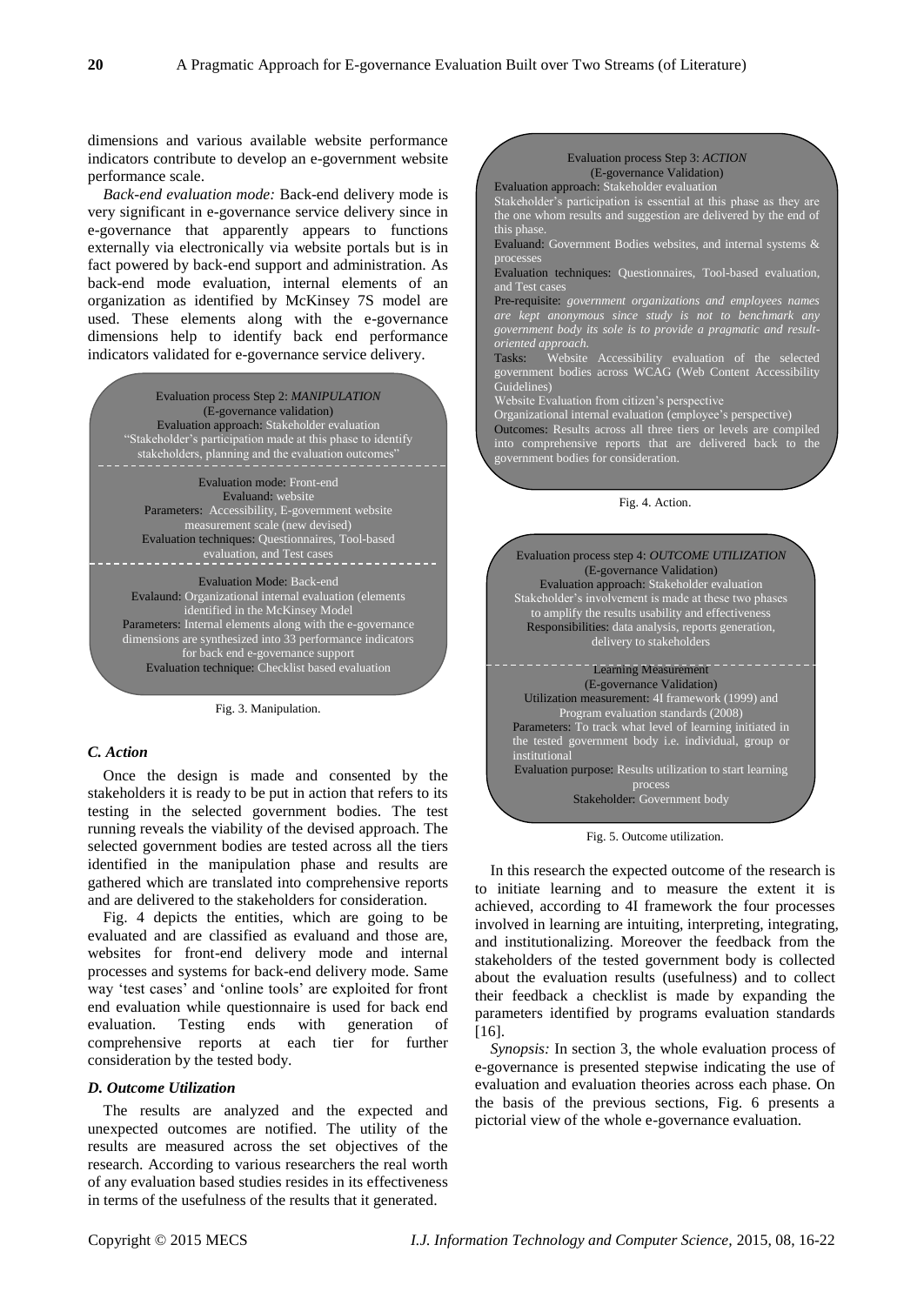dimensions and various available website performance indicators contribute to develop an e-government website performance scale.

*Back-end evaluation mode:* Back-end delivery mode is very significant in e-governance service delivery since in e-governance that apparently appears to functions externally via electronically via website portals but is in fact powered by back-end support and administration. As back-end mode evaluation, internal elements of an organization as identified by McKinsey 7S model are used. These elements along with the e-governance dimensions help to identify back end performance indicators validated for e-governance service delivery.

Evaluation process Step 2: *MANIPULATION*
(E-governance validation)
Evaluation approach: Stakeholder evaluation
"Stakeholder's participation made at this phase to identify stakeholders, planning and the evaluation outcomes"

Evaluation mode: Front-end
Evaluand: website
Parameters: Accessibility, E-government website measurement scale (new devised)
Evaluation techniques: Questionnaires, Tool-based evaluation, and Test cases

Evaluation Mode: Back-end
Evalaund: Organizational internal evaluation (elements identified in the McKinsey Model
Parameters: Internal elements along with the e-governance dimensions are synthesized into 33 performance indicators for back end e-governance support
Evaluation technique: Checklist based evaluation

Fig. 3. Manipulation.

### *C. Action*

Once the design is made and consented by the stakeholders it is ready to be put in action that refers to its testing in the selected government bodies. The test running reveals the viability of the devised approach. The selected government bodies are tested across all the tiers identified in the manipulation phase and results are gathered which are translated into comprehensive reports and are delivered to the stakeholders for consideration.

Fig. 4 depicts the entities, which are going to be evaluated and are classified as evaluand and those are, websites for front-end delivery mode and internal processes and systems for back-end delivery mode. Same way 'test cases' and 'online tools' are exploited for front end evaluation while questionnaire is used for back end evaluation. Testing ends with generation of comprehensive reports at each tier for further consideration by the tested body.

### *D. Outcome Utilization*

The results are analyzed and the expected and unexpected outcomes are notified. The utility of the results are measured across the set objectives of the research. According to various researchers the real worth of any evaluation based studies resides in its effectiveness in terms of the usefulness of the results that it generated.

Evaluation process Step 3: *ACTION*
(E-governance Validation)
Evaluation approach: Stakeholder evaluation
Stakeholder's participation is essential at this phase as they are the one whom results and suggestion are delivered by the end of this phase.
Evaluand: Government Bodies websites, and internal systems & processes
Evaluation techniques: Questionnaires, Tool-based evaluation, and Test cases
Pre-requisite: *government organizations and employees names are kept anonymous since study is not to benchmark any government body its sole is to provide a pragmatic and result-oriented approach.*
Tasks: Website Accessibility evaluation of the selected government bodies across WCAG (Web Content Accessibility Guidelines)
Website Evaluation from citizen's perspective
Organizational internal evaluation (employee's perspective)
Outcomes: Results across all three tiers or levels are compiled into comprehensive reports that are delivered back to the government bodies for consideration.

Fig. 4. Action.

Evaluation process step 4: *OUTCOME UTILIZATION*
(E-governance Validation)
Evaluation approach: Stakeholder evaluation
Stakeholder's involvement is made at these two phases to amplify the results usability and effectiveness
Responsibilities: data analysis, reports generation, delivery to stakeholders

Learning Measurement
(E-governance Validation)
Utilization measurement: 4I framework (1999) and Program evaluation standards (2008)
Parameters: To track what level of learning initiated in the tested government body i.e. individual, group or institutional
Evaluation purpose: Results utilization to start learning process
Stakeholder: Government body

Fig. 5. Outcome utilization.

In this research the expected outcome of the research is to initiate learning and to measure the extent it is achieved, according to 4I framework the four processes involved in learning are intuiting, interpreting, integrating, and institutionalizing. Moreover the feedback from the stakeholders of the tested government body is collected about the evaluation results (usefulness) and to collect their feedback a checklist is made by expanding the parameters identified by programs evaluation standards [16].

*Synopsis:* In section 3, the whole evaluation process of e-governance is presented stepwise indicating the use of evaluation and evaluation theories across each phase. On the basis of the previous sections, Fig. 6 presents a pictorial view of the whole e-governance evaluation.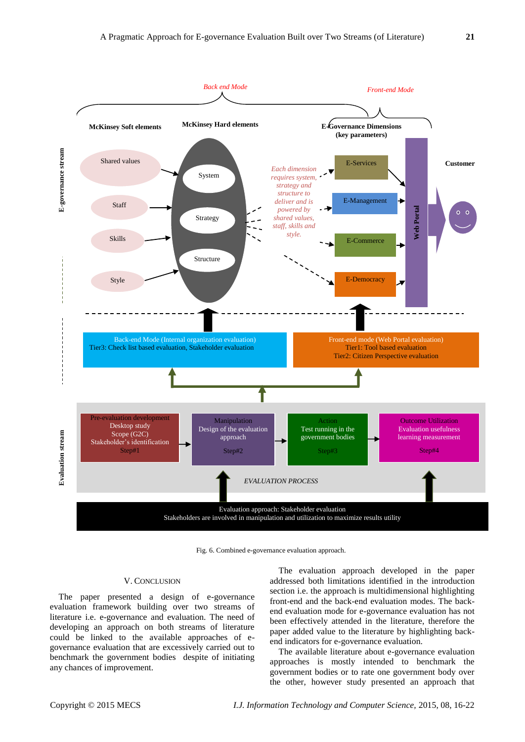Fig. 6. Combined e-governance evaluation approach.

## V. CONCLUSION

The paper presented a design of e-governance evaluation framework building over two streams of literature i.e. e-governance and evaluation. The need of developing an approach on both streams of literature could be linked to the available approaches of e-governance evaluation that are excessively carried out to benchmark the government bodies despite of initiating any chances of improvement.

The evaluation approach developed in the paper addressed both limitations identified in the introduction section i.e. the approach is multidimensional highlighting front-end and the back-end evaluation modes. The back-end evaluation mode for e-governance evaluation has not been effectively attended in the literature, therefore the paper added value to the literature by highlighting back-end indicators for e-governance evaluation.

The available literature about e-governance evaluation approaches is mostly intended to benchmark the government bodies or to rate one government body over the other, however study presented an approach that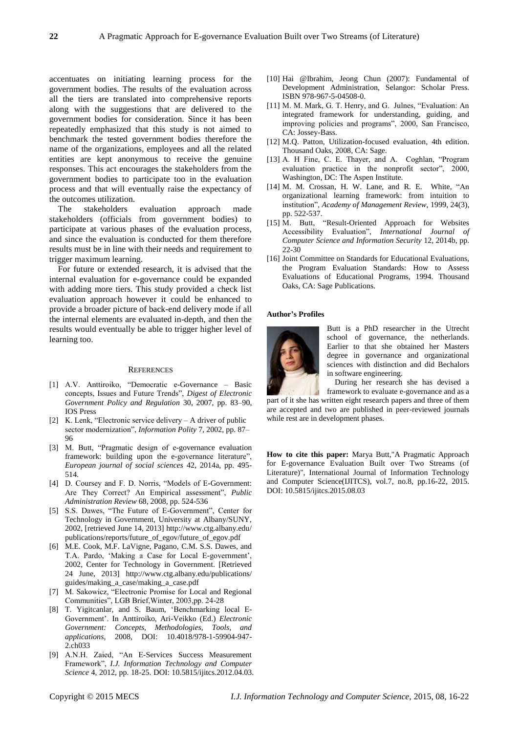accentuates on initiating learning process for the government bodies. The results of the evaluation across all the tiers are translated into comprehensive reports along with the suggestions that are delivered to the government bodies for consideration. Since it has been repeatedly emphasized that this study is not aimed to benchmark the tested government bodies therefore the name of the organizations, employees and all the related entities are kept anonymous to receive the genuine responses. This act encourages the stakeholders from the government bodies to participate too in the evaluation process and that will eventually raise the expectancy of the outcomes utilization.

The stakeholders evaluation approach made stakeholders (officials from government bodies) to participate at various phases of the evaluation process, and since the evaluation is conducted for them therefore results must be in line with their needs and requirement to trigger maximum learning.

For future or extended research, it is advised that the internal evaluation for e-governance could be expanded with adding more tiers. This study provided a check list evaluation approach however it could be enhanced to provide a broader picture of back-end delivery mode if all the internal elements are evaluated in-depth, and then the results would eventually be able to trigger higher level of learning too.

## REFERENCES

[1] A.V. Anttiroiko, "Democratic e-Governance – Basic concepts, Issues and Future Trends", *Digest of Electronic Government Policy and Regulation* 30, 2007, pp. 83–90, IOS Press

[2] K. Lenk, "Electronic service delivery – A driver of public sector modernization", *Information Polity* 7, 2002, pp. 87–96

[3] M. Butt, "Pragmatic design of e-governance evaluation framework: building upon the e-governance literature", *European journal of social sciences* 42, 2014a, pp. 495-514.

[4] D. Coursey and F. D. Norris, "Models of E-Government: Are They Correct? An Empirical assessment", *Public Administration Review* 68, 2008, pp. 524-536

[5] S.S. Dawes, "The Future of E-Government", Center for Technology in Government, University at Albany/SUNY, 2002, [retrieved June 14, 2013] http://www.ctg.albany.edu/publications/reports/future_of_egov/future_of_egov.pdf

[6] M.E. Cook, M.F. LaVigne, Pagano, C.M. S.S. Dawes, and T.A. Pardo, 'Making a Case for Local E-government', 2002, Center for Technology in Government. [Retrieved 24 June, 2013] http://www.ctg.albany.edu/publications/guides/making_a_case/making_a_case.pdf

[7] M. Sakowicz, "Electronic Promise for Local and Regional Communities", LGB Brief,Winter, 2003,pp. 24-28

[8] T. Yigitcanlar, and S. Baum, 'Benchmarking local E-Government'. In Anttiroiko, Ari-Veikko (Ed.) *Electronic Government: Concepts, Methodologies, Tools, and applications,* 2008, DOI: 10.4018/978-1-59904-947-2.ch033

[9] A.N.H. Zaied, "An E-Services Success Measurement Framework", *I.J. Information Technology and Computer Science* 4, 2012, pp. 18-25. DOI: 10.5815/ijitcs.2012.04.03.

[10] Hai @Ibrahim, Jeong Chun (2007): Fundamental of Development Administration, Selangor: Scholar Press. ISBN 978-967-5-04508-0.

[11] M. M. Mark, G. T. Henry, and G. Julnes, "Evaluation: An integrated framework for understanding, guiding, and improving policies and programs", 2000, San Francisco, CA: Jossey-Bass.

[12] M.Q. Patton, Utilization-focused evaluation, 4th edition. Thousand Oaks, 2008, CA: Sage.

[13] A. H Fine, C. E. Thayer, and A. Coghlan, "Program evaluation practice in the nonprofit sector", 2000, Washington, DC: The Aspen Institute.

[14] M. M. Crossan, H. W. Lane, and R. E. White, "An organizational learning framework: from intuition to institution", *Academy of Management Review*, 1999, 24(3), pp. 522-537.

[15] M. Butt, "Result-Oriented Approach for Websites Accessibility Evaluation", *International Journal of Computer Science and Information Security* 12, 2014b, pp. 22-30

[16] Joint Committee on Standards for Educational Evaluations, the Program Evaluation Standards: How to Assess Evaluations of Educational Programs, 1994. Thousand Oaks, CA: Sage Publications.

**Author's Profiles**

Butt is a PhD researcher in the Utrecht school of governance, the netherlands. Earlier to that she obtained her Masters degree in governance and organizational sciences with distinction and did Bechalors in software engineering.

During her research she has devised a framework to evaluate e-governance and as a part of it she has written eight research papers and three of them are accepted and two are published in peer-reviewed journals while rest are in development phases.

**How to cite this paper:** Marya Butt,"A Pragmatic Approach for E-governance Evaluation Built over Two Streams (of Literature)", International Journal of Information Technology and Computer Science(IJITCS), vol.7, no.8, pp.16-22, 2015. DOI: 10.5815/ijitcs.2015.08.03